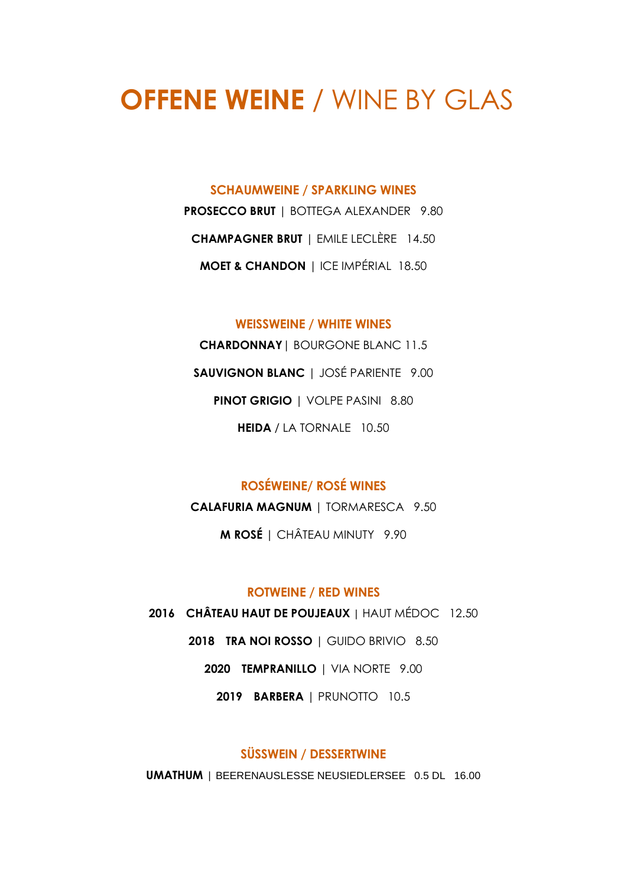# **OFFENE WEINE** / WINE BY GLAS

## SCHAUMWEINE / SPARKLING WINES

**PROSECCO BRUT** | BOTTEGA ALEXANDER 9.80

**CHAMPAGNER BRUT** | EMILE LECLÈRE 14.50

**MOET & CHANDON** | ICE IMPÉRIAL 18.50

## WEISSWEINE / WHITE WINES

**CHARDONNAY** | BOURGONE BLANC 11.5

**SAUVIGNON BLANC** | JOSÉ PARIENTE 9.00

**PINOT GRIGIO** | VOLPE PASINI 8.80

**HEIDA** / LA TORNALE 10.50

## ROSÉWEINE/ ROSÉ WINES

**CALAFURIA MAGNUM** | TORMARESCA 9.50

**M ROSÉ** | CHÂTEAU MINUTY 9.90

## ROTWEINE / RED WINES

**2016 CHÂTEAU HAUT DE POUJEAUX** | HAUT MÉDOC 12.50

**2018 TRA NOI ROSSO** | GUIDO BRIVIO 8.50

**2020 TEMPRANILLO** | VIA NORTE 9.00

**2019 BARBERA** | PRUNOTTO 10.5

## SÜSSWEIN / DESSERTWINE

**UMATHUM** | BEERENAUSLESSE NEUSIEDLERSEE 0.5 DL 16.00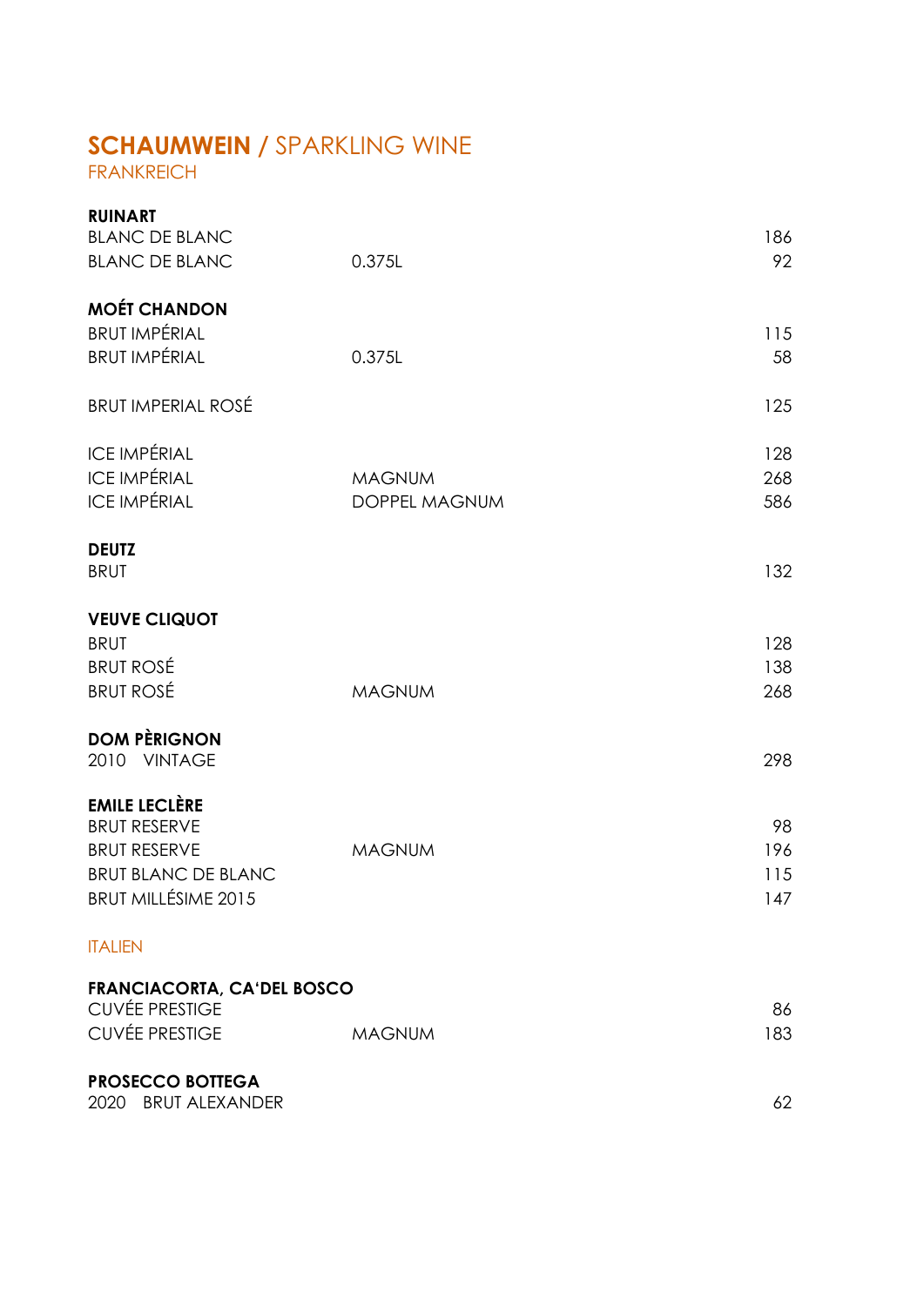# **SCHAUMWEIN** / SPARKLING WINE

## FRANKREICH

**RUINART**

| | | |
|---|---|---|
| BLANC DE BLANC | | 186 |
| BLANC DE BLANC | 0.375L | 92 |

**MOÉT CHANDON**

| | | |
|---|---|---|
| BRUT IMPÉRIAL | | 115 |
| BRUT IMPÉRIAL | 0.375L | 58 |
| BRUT IMPERIAL ROSÉ | | 125 |
| ICE IMPÉRIAL | | 128 |
| ICE IMPÉRIAL | MAGNUM | 268 |
| ICE IMPÉRIAL | DOPPEL MAGNUM | 586 |

**DEUTZ**

| | | |
|---|---|---|
| BRUT | | 132 |

**VEUVE CLIQUOT**

| | | |
|---|---|---|
| BRUT | | 128 |
| BRUT ROSÉ | | 138 |
| BRUT ROSÉ | MAGNUM | 268 |

**DOM PÈRIGNON**

| | | |
|---|---|---|
| 2010 VINTAGE | | 298 |

**EMILE LECLÈRE**

| | | |
|---|---|---|
| BRUT RESERVE | | 98 |
| BRUT RESERVE | MAGNUM | 196 |
| BRUT BLANC DE BLANC | | 115 |
| BRUT MILLÉSIME 2015 | | 147 |

## ITALIEN

**FRANCIACORTA, CA'DEL BOSCO**

| | | |
|---|---|---|
| CUVÉE PRESTIGE | | 86 |
| CUVÉE PRESTIGE | MAGNUM | 183 |

**PROSECCO BOTTEGA**

| | | |
|---|---|---|
| 2020 BRUT ALEXANDER | | 62 |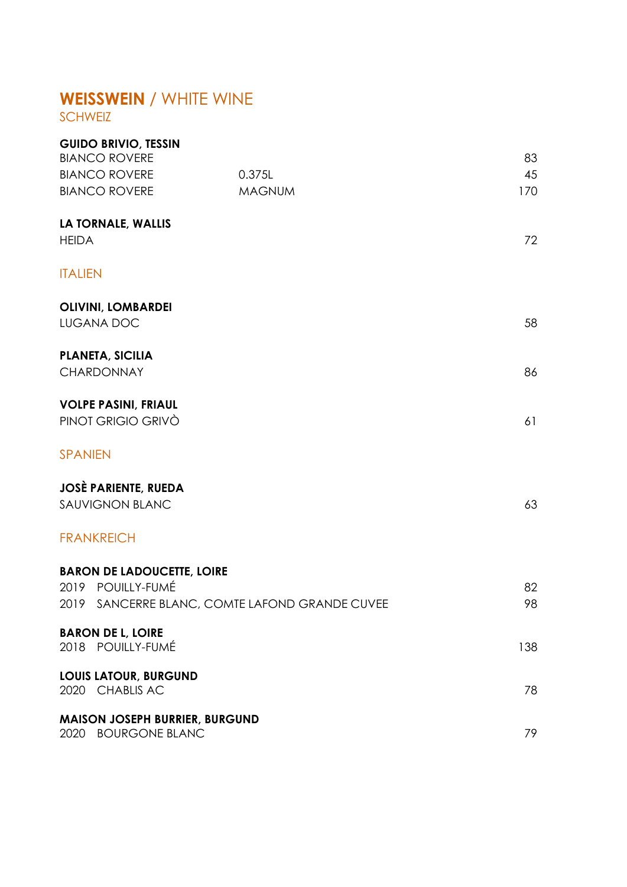# **WEISSWEIN** / WHITE WINE

## SCHWEIZ

**GUIDO BRIVIO, TESSIN**

| | | |
|---|---|---|
| BIANCO ROVERE | | 83 |
| BIANCO ROVERE | 0.375L | 45 |
| BIANCO ROVERE | MAGNUM | 170 |

**LA TORNALE, WALLIS**

| | |
|---|---|
| HEIDA | 72 |

## ITALIEN

**OLIVINI, LOMBARDEI**

| | |
|---|---|
| LUGANA DOC | 58 |

**PLANETA, SICILIA**

| | |
|---|---|
| CHARDONNAY | 86 |

**VOLPE PASINI, FRIAUL**

| | |
|---|---|
| PINOT GRIGIO GRIVÒ | 61 |

## SPANIEN

**JOSÈ PARIENTE, RUEDA**

| | |
|---|---|
| SAUVIGNON BLANC | 63 |

## FRANKREICH

**BARON DE LADOUCETTE, LOIRE**

| | |
|---|---|
| 2019 POUILLY-FUMÉ | 82 |
| 2019 SANCERRE BLANC, COMTE LAFOND GRANDE CUVEE | 98 |

**BARON DE L, LOIRE**

| | |
|---|---|
| 2018 POUILLY-FUMÉ | 138 |

**LOUIS LATOUR, BURGUND**

| | |
|---|---|
| 2020 CHABLIS AC | 78 |

**MAISON JOSEPH BURRIER, BURGUND**

| | |
|---|---|
| 2020 BOURGONE BLANC | 79 |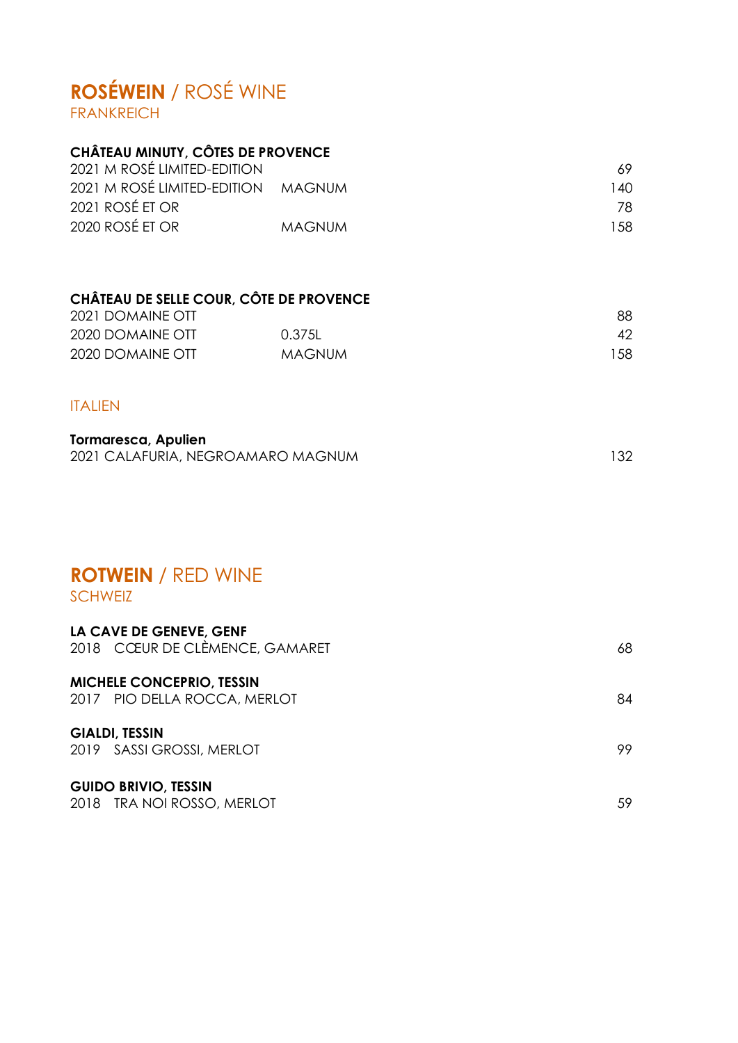# **ROSÉWEIN** / ROSÉ WINE

## FRANKREICH

### CHÂTEAU MINUTY, CÔTES DE PROVENCE

| | | |
|---|---|---|
| 2021 M ROSÉ LIMITED-EDITION | | 69 |
| 2021 M ROSÉ LIMITED-EDITION | MAGNUM | 140 |
| 2021 ROSÉ ET OR | | 78 |
| 2020 ROSÉ ET OR | MAGNUM | 158 |

### CHÂTEAU DE SELLE COUR, CÔTE DE PROVENCE

| | | |
|---|---|---|
| 2021 DOMAINE OTT | | 88 |
| 2020 DOMAINE OTT | 0.375L | 42 |
| 2020 DOMAINE OTT | MAGNUM | 158 |

## ITALIEN

### Tormaresca, Apulien

| | |
|---|---|
| 2021 CALAFURIA, NEGROAMARO MAGNUM | 132 |

# **ROTWEIN** / RED WINE

## SCHWEIZ

### LA CAVE DE GENEVE, GENF

| | |
|---|---|
| 2018 CŒUR DE CLÈMENCE, GAMARET | 68 |

### MICHELE CONCEPRIO, TESSIN

| | |
|---|---|
| 2017 PIO DELLA ROCCA, MERLOT | 84 |

### GIALDI, TESSIN

| | |
|---|---|
| 2019 SASSI GROSSI, MERLOT | 99 |

### GUIDO BRIVIO, TESSIN

| | |
|---|---|
| 2018 TRA NOI ROSSO, MERLOT | 59 |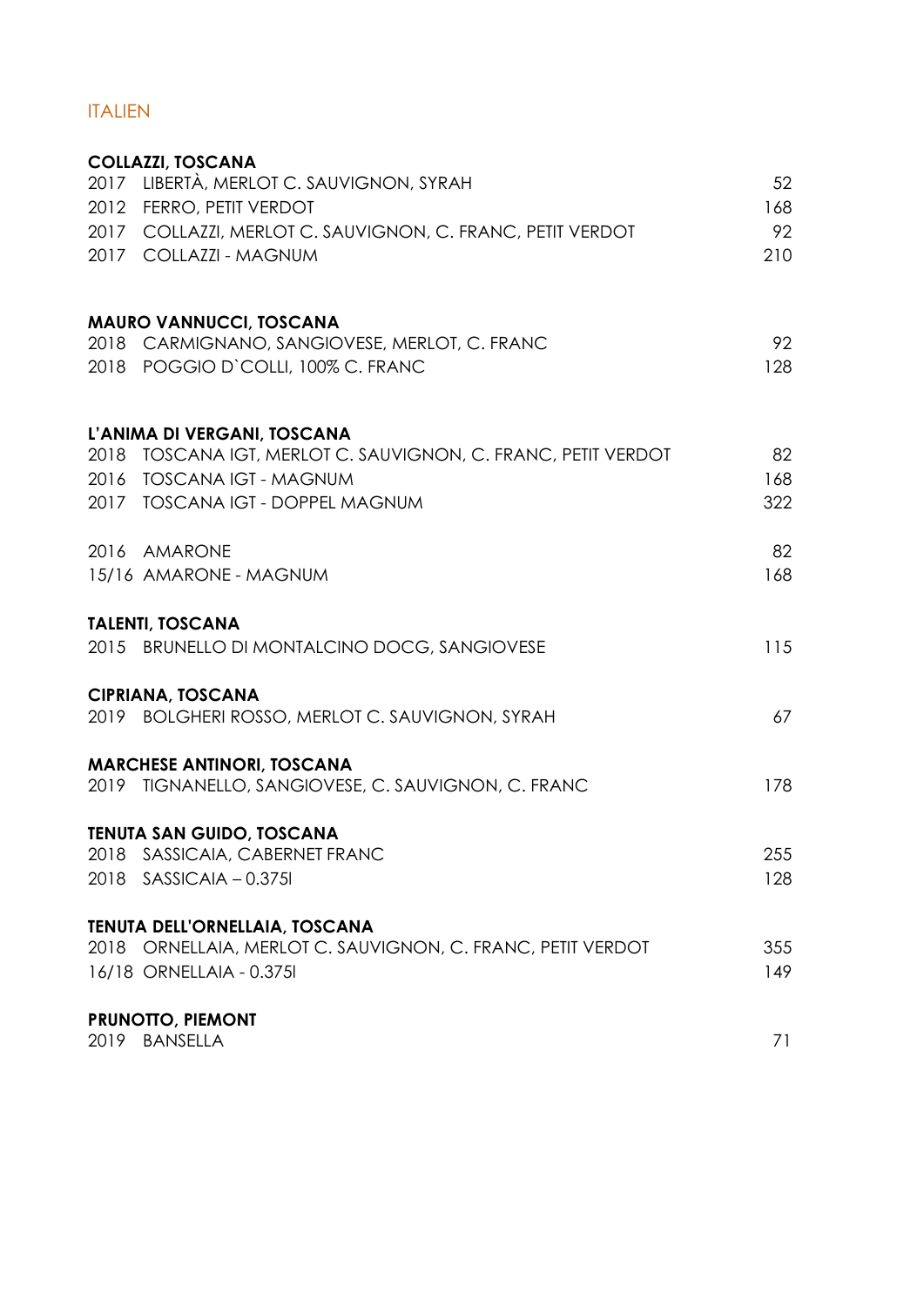## ITALIEN

**COLLAZZI, TOSCANA**

| | | |
|---|---|---|
| 2017 | LIBERTÀ, MERLOT C. SAUVIGNON, SYRAH | 52 |
| 2012 | FERRO, PETIT VERDOT | 168 |
| 2017 | COLLAZZI, MERLOT C. SAUVIGNON, C. FRANC, PETIT VERDOT | 92 |
| 2017 | COLLAZZI - MAGNUM | 210 |

**MAURO VANNUCCI, TOSCANA**

| | | |
|---|---|---|
| 2018 | CARMIGNANO, SANGIOVESE, MERLOT, C. FRANC | 92 |
| 2018 | POGGIO D`COLLI, 100% C. FRANC | 128 |

**L'ANIMA DI VERGANI, TOSCANA**

| | | |
|---|---|---|
| 2018 | TOSCANA IGT, MERLOT C. SAUVIGNON, C. FRANC, PETIT VERDOT | 82 |
| 2016 | TOSCANA IGT - MAGNUM | 168 |
| 2017 | TOSCANA IGT - DOPPEL MAGNUM | 322 |
| 2016 | AMARONE | 82 |
| 15/16 | AMARONE - MAGNUM | 168 |

**TALENTI, TOSCANA**

| | | |
|---|---|---|
| 2015 | BRUNELLO DI MONTALCINO DOCG, SANGIOVESE | 115 |

**CIPRIANA, TOSCANA**

| | | |
|---|---|---|
| 2019 | BOLGHERI ROSSO, MERLOT C. SAUVIGNON, SYRAH | 67 |

**MARCHESE ANTINORI, TOSCANA**

| | | |
|---|---|---|
| 2019 | TIGNANELLO, SANGIOVESE, C. SAUVIGNON, C. FRANC | 178 |

**TENUTA SAN GUIDO, TOSCANA**

| | | |
|---|---|---|
| 2018 | SASSICAIA, CABERNET FRANC | 255 |
| 2018 | SASSICAIA – 0.375l | 128 |

**TENUTA DELL'ORNELLAIA, TOSCANA**

| | | |
|---|---|---|
| 2018 | ORNELLAIA, MERLOT C. SAUVIGNON, C. FRANC, PETIT VERDOT | 355 |
| 16/18 | ORNELLAIA - 0.375l | 149 |

**PRUNOTTO, PIEMONT**

| | | |
|---|---|---|
| 2019 | BANSELLA | 71 |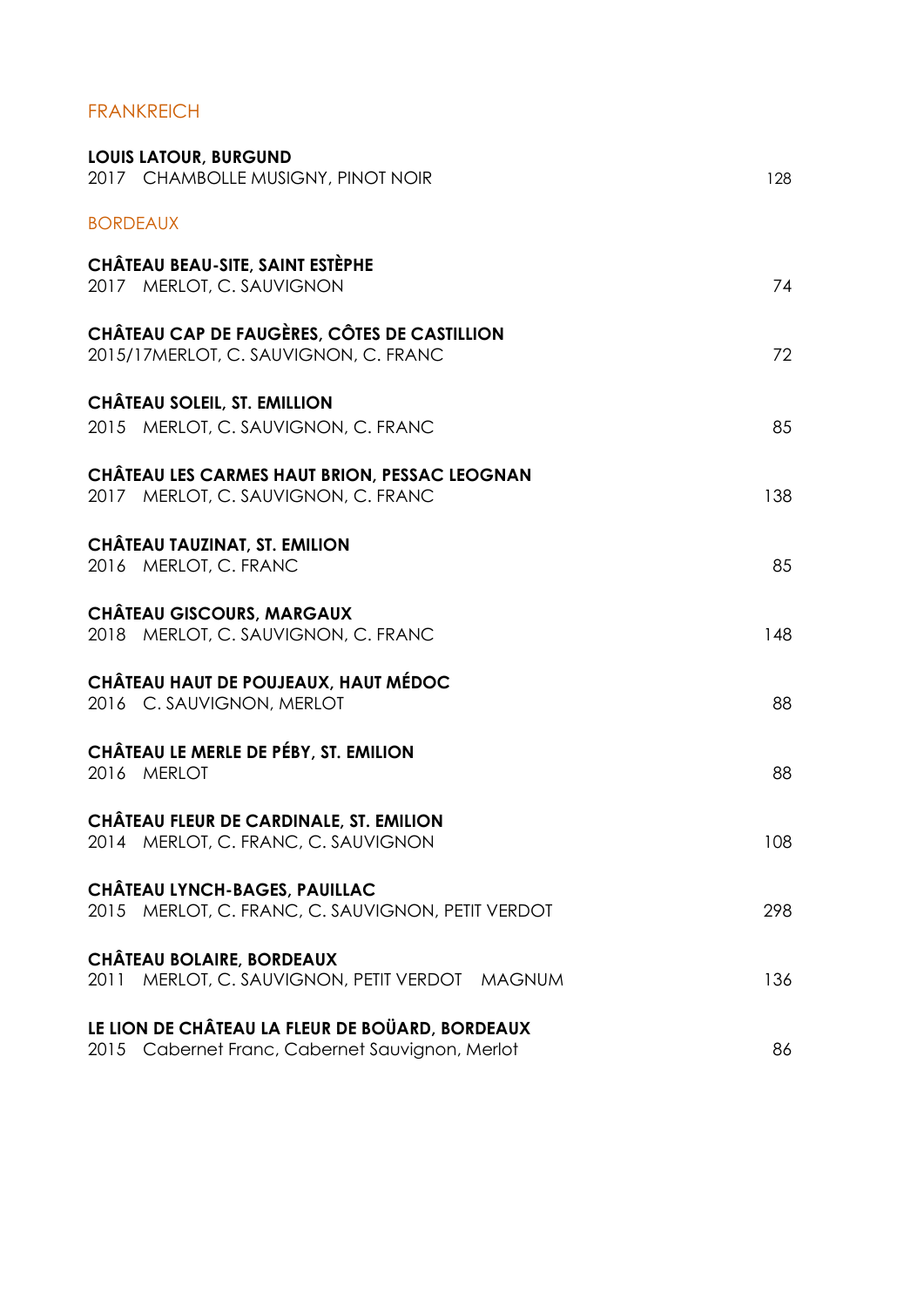## FRANKREICH

**LOUIS LATOUR, BURGUND**
2017 CHAMBOLLE MUSIGNY, PINOT NOIR — 128

### BORDEAUX

**CHÂTEAU BEAU-SITE, SAINT ESTÈPHE**
2017 MERLOT, C. SAUVIGNON — 74

**CHÂTEAU CAP DE FAUGÈRES, CÔTES DE CASTILLION**
2015/17MERLOT, C. SAUVIGNON, C. FRANC — 72

**CHÂTEAU SOLEIL, ST. EMILLION**
2015 MERLOT, C. SAUVIGNON, C. FRANC — 85

**CHÂTEAU LES CARMES HAUT BRION, PESSAC LEOGNAN**
2017 MERLOT, C. SAUVIGNON, C. FRANC — 138

**CHÂTEAU TAUZINAT, ST. EMILION**
2016 MERLOT, C. FRANC — 85

**CHÂTEAU GISCOURS, MARGAUX**
2018 MERLOT, C. SAUVIGNON, C. FRANC — 148

**CHÂTEAU HAUT DE POUJEAUX, HAUT MÉDOC**
2016 C. SAUVIGNON, MERLOT — 88

**CHÂTEAU LE MERLE DE PÉBY, ST. EMILION**
2016 MERLOT — 88

**CHÂTEAU FLEUR DE CARDINALE, ST. EMILION**
2014 MERLOT, C. FRANC, C. SAUVIGNON — 108

**CHÂTEAU LYNCH-BAGES, PAUILLAC**
2015 MERLOT, C. FRANC, C. SAUVIGNON, PETIT VERDOT — 298

**CHÂTEAU BOLAIRE, BORDEAUX**
2011 MERLOT, C. SAUVIGNON, PETIT VERDOT MAGNUM — 136

**LE LION DE CHÂTEAU LA FLEUR DE BOÜARD, BORDEAUX**
2015 Cabernet Franc, Cabernet Sauvignon, Merlot — 86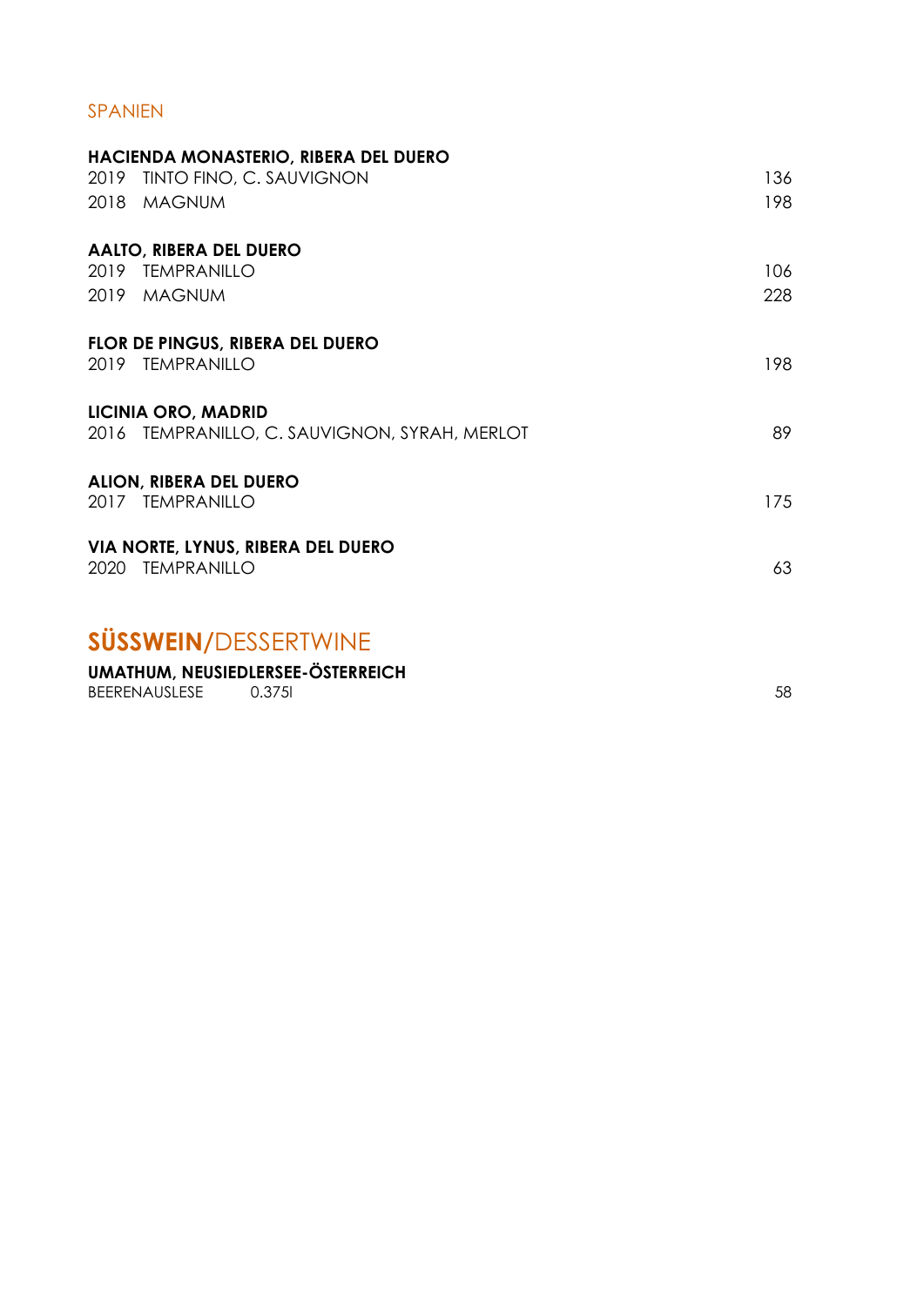## SPANIEN

**HACIENDA MONASTERIO, RIBERA DEL DUERO**

| | |
|---|---|
| 2019 TINTO FINO, C. SAUVIGNON | 136 |
| 2018 MAGNUM | 198 |

**AALTO, RIBERA DEL DUERO**

| | |
|---|---|
| 2019 TEMPRANILLO | 106 |
| 2019 MAGNUM | 228 |

**FLOR DE PINGUS, RIBERA DEL DUERO**

| | |
|---|---|
| 2019 TEMPRANILLO | 198 |

**LICINIA ORO, MADRID**

| | |
|---|---|
| 2016 TEMPRANILLO, C. SAUVIGNON, SYRAH, MERLOT | 89 |

**ALION, RIBERA DEL DUERO**

| | |
|---|---|
| 2017 TEMPRANILLO | 175 |

**VIA NORTE, LYNUS, RIBERA DEL DUERO**

| | |
|---|---|
| 2020 TEMPRANILLO | 63 |

# **SÜSSWEIN/**DESSERTWINE

**UMATHUM, NEUSIEDLERSEE-ÖSTERREICH**

| | | |
|---|---|---|
| BEERENAUSLESE | 0.375l | 58 |